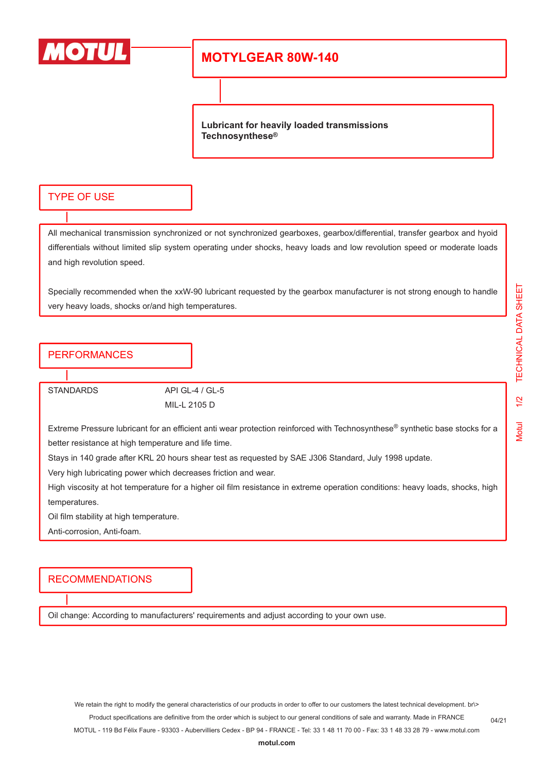MOTUL

# MOTYLGEAR 80W-140

**Lubricant for heavily loaded transmissions**
**Technosynthese®**

## TYPE OF USE

All mechanical transmission synchronized or not synchronized gearboxes, gearbox/differential, transfer gearbox and hyoid differentials without limited slip system operating under shocks, heavy loads and low revolution speed or moderate loads and high revolution speed.

Specially recommended when the xxW-90 lubricant requested by the gearbox manufacturer is not strong enough to handle very heavy loads, shocks or/and high temperatures.

## PERFORMANCES

| STANDARDS | API GL-4 / GL-5 |
| --- | --- |
| | MIL-L 2105 D |

Extreme Pressure lubricant for an efficient anti wear protection reinforced with Technosynthese® synthetic base stocks for a better resistance at high temperature and life time.
Stays in 140 grade after KRL 20 hours shear test as requested by SAE J306 Standard, July 1998 update.
Very high lubricating power which decreases friction and wear.
High viscosity at hot temperature for a higher oil film resistance in extreme operation conditions: heavy loads, shocks, high temperatures.
Oil film stability at high temperature.
Anti-corrosion, Anti-foam.

## RECOMMENDATIONS

Oil change: According to manufacturers' requirements and adjust according to your own use.

We retain the right to modify the general characteristics of our products in order to offer to our customers the latest technical development. br\>
Product specifications are definitive from the order which is subject to our general conditions of sale and warranty. Made in FRANCE
MOTUL - 119 Bd Félix Faure - 93303 - Aubervilliers Cedex - BP 94 - FRANCE - Tel: 33 1 48 11 70 00 - Fax: 33 1 48 33 28 79 - www.motul.com
**motul.com**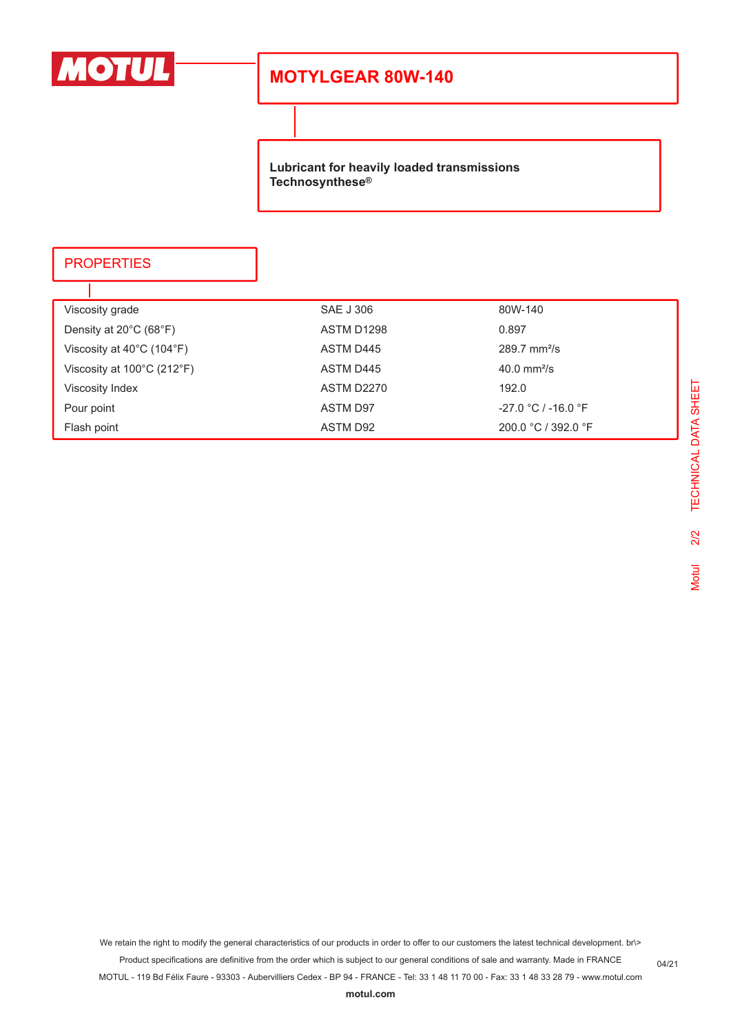# MOTYLGEAR 80W-140

**Lubricant for heavily loaded transmissions**
**Technosynthese®**

## PROPERTIES

| | | |
|---|---|---|
| Viscosity grade | SAE J 306 | 80W-140 |
| Density at 20°C (68°F) | ASTM D1298 | 0.897 |
| Viscosity at 40°C (104°F) | ASTM D445 | 289.7 mm²/s |
| Viscosity at 100°C (212°F) | ASTM D445 | 40.0 mm²/s |
| Viscosity Index | ASTM D2270 | 192.0 |
| Pour point | ASTM D97 | -27.0 °C / -16.0 °F |
| Flash point | ASTM D92 | 200.0 °C / 392.0 °F |

We retain the right to modify the general characteristics of our products in order to offer to our customers the latest technical development. br\>
Product specifications are definitive from the order which is subject to our general conditions of sale and warranty. Made in FRANCE
MOTUL - 119 Bd Félix Faure - 93303 - Aubervilliers Cedex - BP 94 - FRANCE - Tel: 33 1 48 11 70 00 - Fax: 33 1 48 33 28 79 - www.motul.com

04/21

**motul.com**